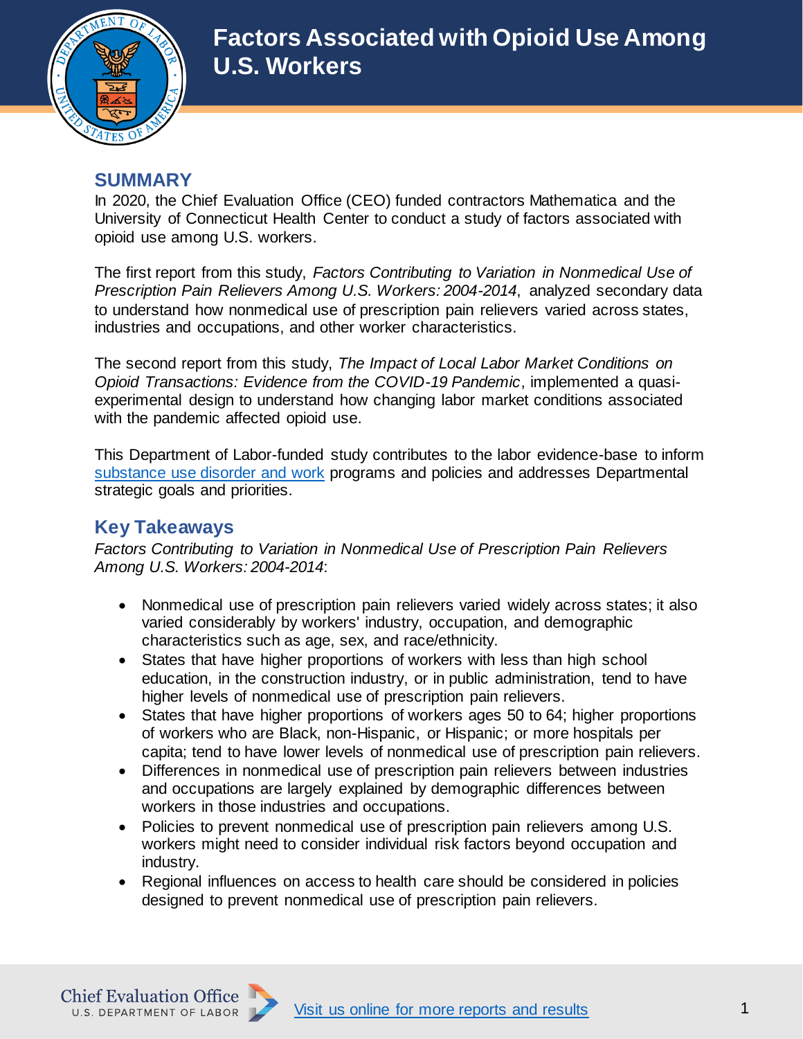# Factors Associated with Opioid Use Among U.S. Workers

## SUMMARY

In 2020, the Chief Evaluation Office (CEO) funded contractors Mathematica and the University of Connecticut Health Center to conduct a study of factors associated with opioid use among U.S. workers.

The first report from this study, *Factors Contributing to Variation in Nonmedical Use of Prescription Pain Relievers Among U.S. Workers: 2004-2014*, analyzed secondary data to understand how nonmedical use of prescription pain relievers varied across states, industries and occupations, and other worker characteristics.

The second report from this study, *The Impact of Local Labor Market Conditions on Opioid Transactions: Evidence from the COVID-19 Pandemic*, implemented a quasi-experimental design to understand how changing labor market conditions associated with the pandemic affected opioid use.

This Department of Labor-funded study contributes to the labor evidence-base to inform substance use disorder and work programs and policies and addresses Departmental strategic goals and priorities.

## Key Takeaways

*Factors Contributing to Variation in Nonmedical Use of Prescription Pain Relievers Among U.S. Workers: 2004-2014*:

- Nonmedical use of prescription pain relievers varied widely across states; it also varied considerably by workers' industry, occupation, and demographic characteristics such as age, sex, and race/ethnicity.
- States that have higher proportions of workers with less than high school education, in the construction industry, or in public administration, tend to have higher levels of nonmedical use of prescription pain relievers.
- States that have higher proportions of workers ages 50 to 64; higher proportions of workers who are Black, non-Hispanic, or Hispanic; or more hospitals per capita; tend to have lower levels of nonmedical use of prescription pain relievers.
- Differences in nonmedical use of prescription pain relievers between industries and occupations are largely explained by demographic differences between workers in those industries and occupations.
- Policies to prevent nonmedical use of prescription pain relievers among U.S. workers might need to consider individual risk factors beyond occupation and industry.
- Regional influences on access to health care should be considered in policies designed to prevent nonmedical use of prescription pain relievers.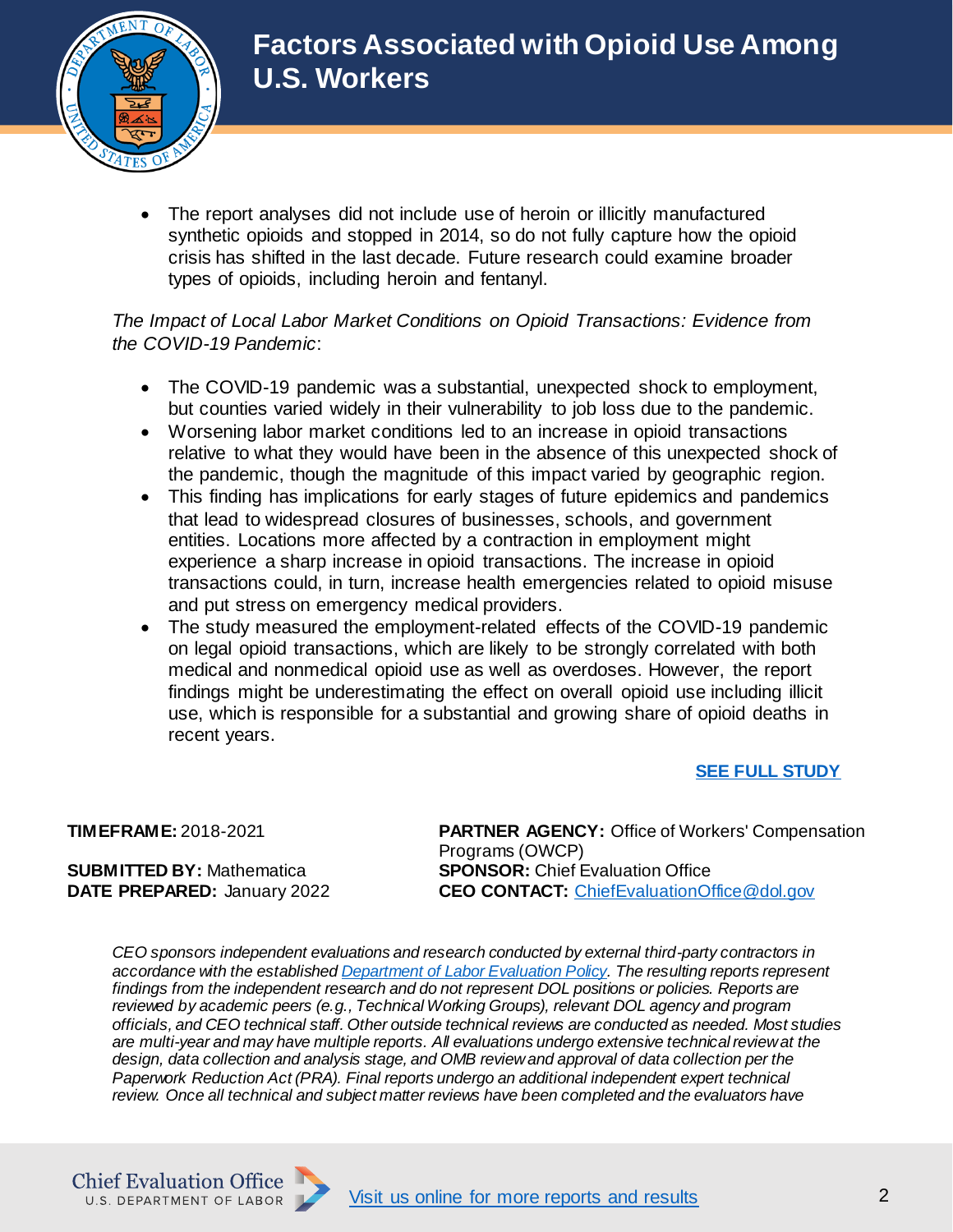- The report analyses did not include use of heroin or illicitly manufactured synthetic opioids and stopped in 2014, so do not fully capture how the opioid crisis has shifted in the last decade. Future research could examine broader types of opioids, including heroin and fentanyl.

*The Impact of Local Labor Market Conditions on Opioid Transactions: Evidence from the COVID-19 Pandemic*:

- The COVID-19 pandemic was a substantial, unexpected shock to employment, but counties varied widely in their vulnerability to job loss due to the pandemic.
- Worsening labor market conditions led to an increase in opioid transactions relative to what they would have been in the absence of this unexpected shock of the pandemic, though the magnitude of this impact varied by geographic region.
- This finding has implications for early stages of future epidemics and pandemics that lead to widespread closures of businesses, schools, and government entities. Locations more affected by a contraction in employment might experience a sharp increase in opioid transactions. The increase in opioid transactions could, in turn, increase health emergencies related to opioid misuse and put stress on emergency medical providers.
- The study measured the employment-related effects of the COVID-19 pandemic on legal opioid transactions, which are likely to be strongly correlated with both medical and nonmedical opioid use as well as overdoses. However, the report findings might be underestimating the effect on overall opioid use including illicit use, which is responsible for a substantial and growing share of opioid deaths in recent years.

[SEE FULL STUDY]

**TIMEFRAME:** 2018-2021

**SUBMITTED BY:** Mathematica
**DATE PREPARED:** January 2022

**PARTNER AGENCY:** Office of Workers' Compensation Programs (OWCP)
**SPONSOR:** Chief Evaluation Office
**CEO CONTACT:** ChiefEvaluationOffice@dol.gov

*CEO sponsors independent evaluations and research conducted by external third-party contractors in accordance with the established Department of Labor Evaluation Policy. The resulting reports represent findings from the independent research and do not represent DOL positions or policies. Reports are reviewed by academic peers (e.g., Technical Working Groups), relevant DOL agency and program officials, and CEO technical staff. Other outside technical reviews are conducted as needed. Most studies are multi-year and may have multiple reports. All evaluations undergo extensive technical review at the design, data collection and analysis stage, and OMB review and approval of data collection per the Paperwork Reduction Act (PRA). Final reports undergo an additional independent expert technical review. Once all technical and subject matter reviews have been completed and the evaluators have*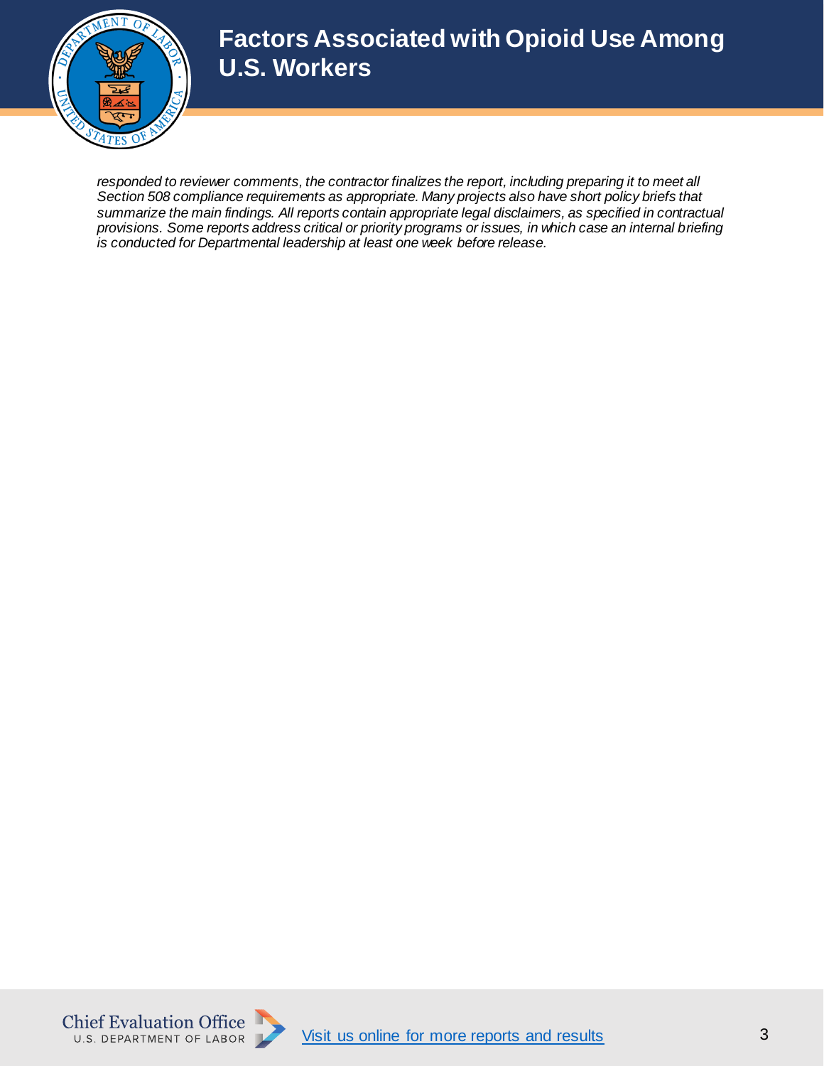*responded to reviewer comments, the contractor finalizes the report, including preparing it to meet all Section 508 compliance requirements as appropriate. Many projects also have short policy briefs that summarize the main findings. All reports contain appropriate legal disclaimers, as specified in contractual provisions. Some reports address critical or priority programs or issues, in which case an internal briefing is conducted for Departmental leadership at least one week before release.*